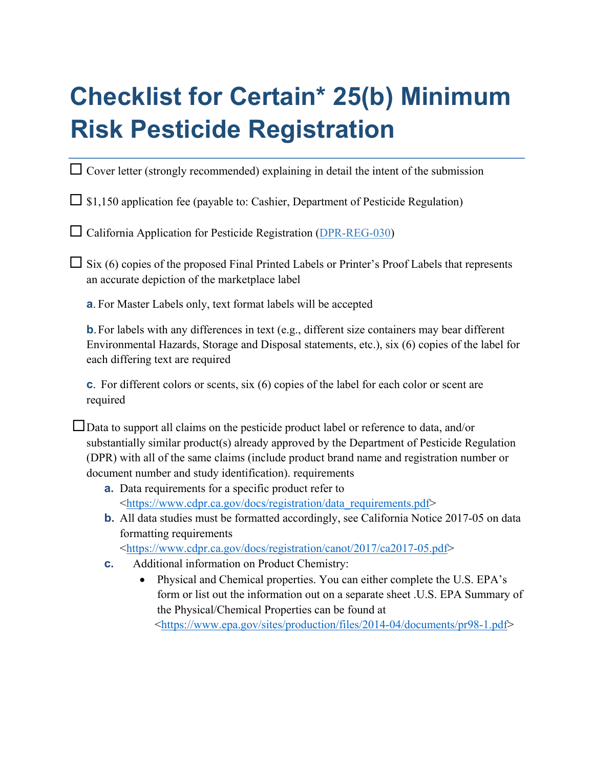# Checklist for Certain* 25(b) Minimum Risk Pesticide Registration

☐ Cover letter (strongly recommended) explaining in detail the intent of the submission

☐ $1,150 application fee (payable to: Cashier, Department of Pesticide Regulation)

☐ California Application for Pesticide Registration (DPR-REG-030)

☐ Six (6) copies of the proposed Final Printed Labels or Printer's Proof Labels that represents an accurate depiction of the marketplace label

**a**. For Master Labels only, text format labels will be accepted

**b**. For labels with any differences in text (e.g., different size containers may bear different Environmental Hazards, Storage and Disposal statements, etc.), six (6) copies of the label for each differing text are required

**c**. For different colors or scents, six (6) copies of the label for each color or scent are required

☐ Data to support all claims on the pesticide product label or reference to data, and/or substantially similar product(s) already approved by the Department of Pesticide Regulation (DPR) with all of the same claims (include product brand name and registration number or document number and study identification). requirements

**a.** Data requirements for a specific product refer to <https://www.cdpr.ca.gov/docs/registration/data_requirements.pdf>

**b.** All data studies must be formatted accordingly, see California Notice 2017-05 on data formatting requirements <https://www.cdpr.ca.gov/docs/registration/canot/2017/ca2017-05.pdf>

**c.** Additional information on Product Chemistry:

- Physical and Chemical properties. You can either complete the U.S. EPA's form or list out the information out on a separate sheet .U.S. EPA Summary of the Physical/Chemical Properties can be found at <https://www.epa.gov/sites/production/files/2014-04/documents/pr98-1.pdf>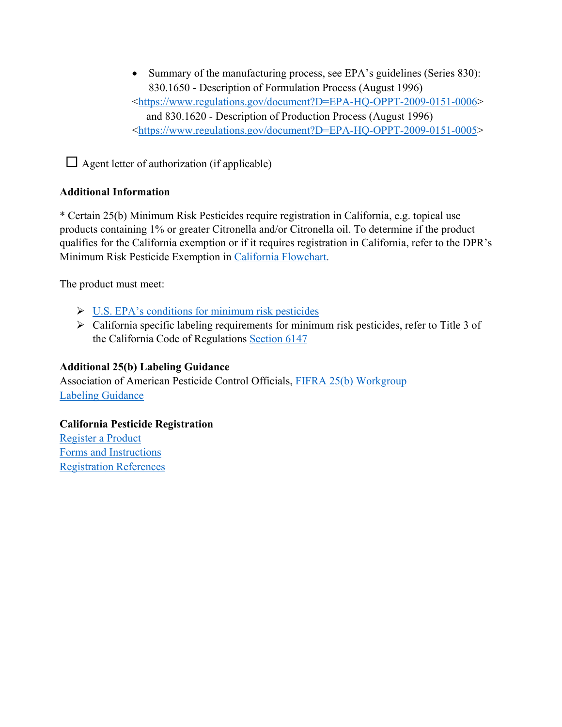- Summary of the manufacturing process, see EPA's guidelines (Series 830): 830.1650 - Description of Formulation Process (August 1996) <https://www.regulations.gov/document?D=EPA-HQ-OPPT-2009-0151-0006> and 830.1620 - Description of Production Process (August 1996) <https://www.regulations.gov/document?D=EPA-HQ-OPPT-2009-0151-0005>

☐ Agent letter of authorization (if applicable)

**Additional Information**

* Certain 25(b) Minimum Risk Pesticides require registration in California, e.g. topical use products containing 1% or greater Citronella and/or Citronella oil. To determine if the product qualifies for the California exemption or if it requires registration in California, refer to the DPR's Minimum Risk Pesticide Exemption in California Flowchart.

The product must meet:

- U.S. EPA's conditions for minimum risk pesticides
- California specific labeling requirements for minimum risk pesticides, refer to Title 3 of the California Code of Regulations Section 6147

**Additional 25(b) Labeling Guidance**

Association of American Pesticide Control Officials, FIFRA 25(b) Workgroup Labeling Guidance

**California Pesticide Registration**

Register a Product

Forms and Instructions

Registration References